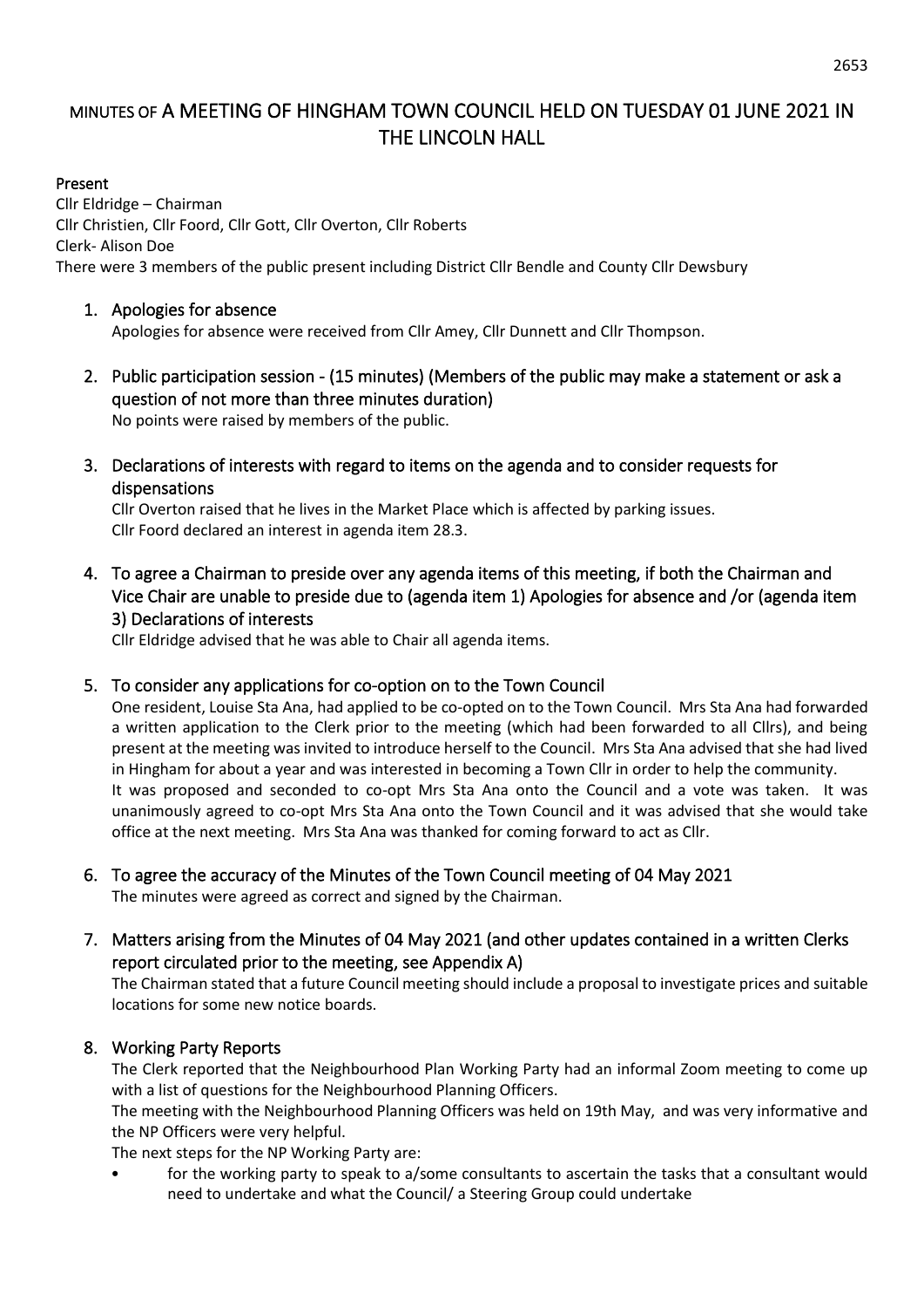# MINUTES OF A MEETING OF HINGHAM TOWN COUNCIL HELD ON TUESDAY 01 JUNE 2021 IN THE LINCOLN HALL

**Present**

Cllr Eldridge – Chairman
Cllr Christien, Cllr Foord, Cllr Gott, Cllr Overton, Cllr Roberts
Clerk- Alison Doe
There were 3 members of the public present including District Cllr Bendle and County Cllr Dewsbury

1. **Apologies for absence**
   Apologies for absence were received from Cllr Amey, Cllr Dunnett and Cllr Thompson.

2. **Public participation session - (15 minutes) (Members of the public may make a statement or ask a question of not more than three minutes duration)**
   No points were raised by members of the public.

3. **Declarations of interests with regard to items on the agenda and to consider requests for dispensations**
   Cllr Overton raised that he lives in the Market Place which is affected by parking issues.
   Cllr Foord declared an interest in agenda item 28.3.

4. **To agree a Chairman to preside over any agenda items of this meeting, if both the Chairman and Vice Chair are unable to preside due to (agenda item 1) Apologies for absence and /or (agenda item 3) Declarations of interests**
   Cllr Eldridge advised that he was able to Chair all agenda items.

5. **To consider any applications for co-option on to the Town Council**
   One resident, Louise Sta Ana, had applied to be co-opted on to the Town Council. Mrs Sta Ana had forwarded a written application to the Clerk prior to the meeting (which had been forwarded to all Cllrs), and being present at the meeting was invited to introduce herself to the Council. Mrs Sta Ana advised that she had lived in Hingham for about a year and was interested in becoming a Town Cllr in order to help the community.
   It was proposed and seconded to co-opt Mrs Sta Ana onto the Council and a vote was taken. It was unanimously agreed to co-opt Mrs Sta Ana onto the Town Council and it was advised that she would take office at the next meeting. Mrs Sta Ana was thanked for coming forward to act as Cllr.

6. **To agree the accuracy of the Minutes of the Town Council meeting of 04 May 2021**
   The minutes were agreed as correct and signed by the Chairman.

7. **Matters arising from the Minutes of 04 May 2021 (and other updates contained in a written Clerks report circulated prior to the meeting, see Appendix A)**
   The Chairman stated that a future Council meeting should include a proposal to investigate prices and suitable locations for some new notice boards.

8. **Working Party Reports**
   The Clerk reported that the Neighbourhood Plan Working Party had an informal Zoom meeting to come up with a list of questions for the Neighbourhood Planning Officers.
   The meeting with the Neighbourhood Planning Officers was held on 19th May, and was very informative and the NP Officers were very helpful.
   The next steps for the NP Working Party are:
   - for the working party to speak to a/some consultants to ascertain the tasks that a consultant would need to undertake and what the Council/ a Steering Group could undertake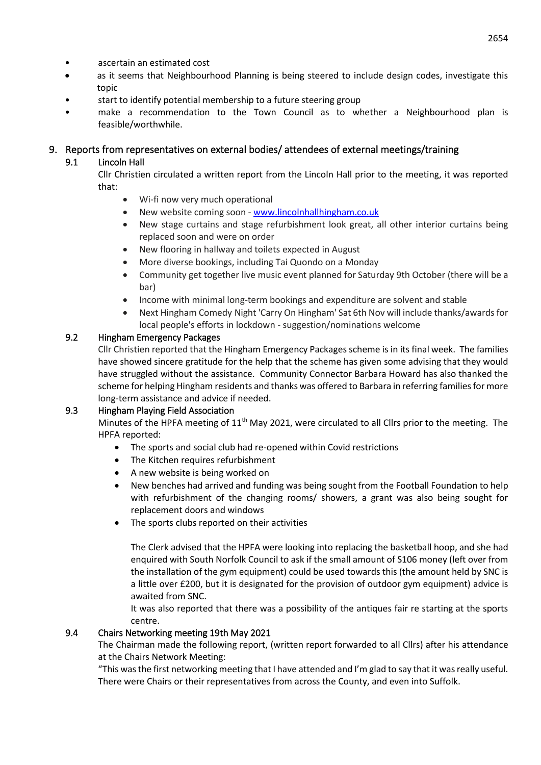- ascertain an estimated cost
- as it seems that Neighbourhood Planning is being steered to include design codes, investigate this topic
- start to identify potential membership to a future steering group
- make a recommendation to the Town Council as to whether a Neighbourhood plan is feasible/worthwhile.

## 9. Reports from representatives on external bodies/ attendees of external meetings/training

### 9.1 Lincoln Hall

Cllr Christien circulated a written report from the Lincoln Hall prior to the meeting, it was reported that:

- Wi-fi now very much operational
- New website coming soon - www.lincolnhallhingham.co.uk
- New stage curtains and stage refurbishment look great, all other interior curtains being replaced soon and were on order
- New flooring in hallway and toilets expected in August
- More diverse bookings, including Tai Quondo on a Monday
- Community get together live music event planned for Saturday 9th October (there will be a bar)
- Income with minimal long-term bookings and expenditure are solvent and stable
- Next Hingham Comedy Night 'Carry On Hingham' Sat 6th Nov will include thanks/awards for local people's efforts in lockdown - suggestion/nominations welcome

### 9.2 Hingham Emergency Packages

Cllr Christien reported that the Hingham Emergency Packages scheme is in its final week. The families have showed sincere gratitude for the help that the scheme has given some advising that they would have struggled without the assistance. Community Connector Barbara Howard has also thanked the scheme for helping Hingham residents and thanks was offered to Barbara in referring families for more long-term assistance and advice if needed.

### 9.3 Hingham Playing Field Association

Minutes of the HPFA meeting of 11th May 2021, were circulated to all Cllrs prior to the meeting. The HPFA reported:

- The sports and social club had re-opened within Covid restrictions
- The Kitchen requires refurbishment
- A new website is being worked on
- New benches had arrived and funding was being sought from the Football Foundation to help with refurbishment of the changing rooms/ showers, a grant was also being sought for replacement doors and windows
- The sports clubs reported on their activities

The Clerk advised that the HPFA were looking into replacing the basketball hoop, and she had enquired with South Norfolk Council to ask if the small amount of S106 money (left over from the installation of the gym equipment) could be used towards this (the amount held by SNC is a little over £200, but it is designated for the provision of outdoor gym equipment) advice is awaited from SNC.

It was also reported that there was a possibility of the antiques fair re starting at the sports centre.

### 9.4 Chairs Networking meeting 19th May 2021

The Chairman made the following report, (written report forwarded to all Cllrs) after his attendance at the Chairs Network Meeting:

"This was the first networking meeting that I have attended and I'm glad to say that it was really useful. There were Chairs or their representatives from across the County, and even into Suffolk.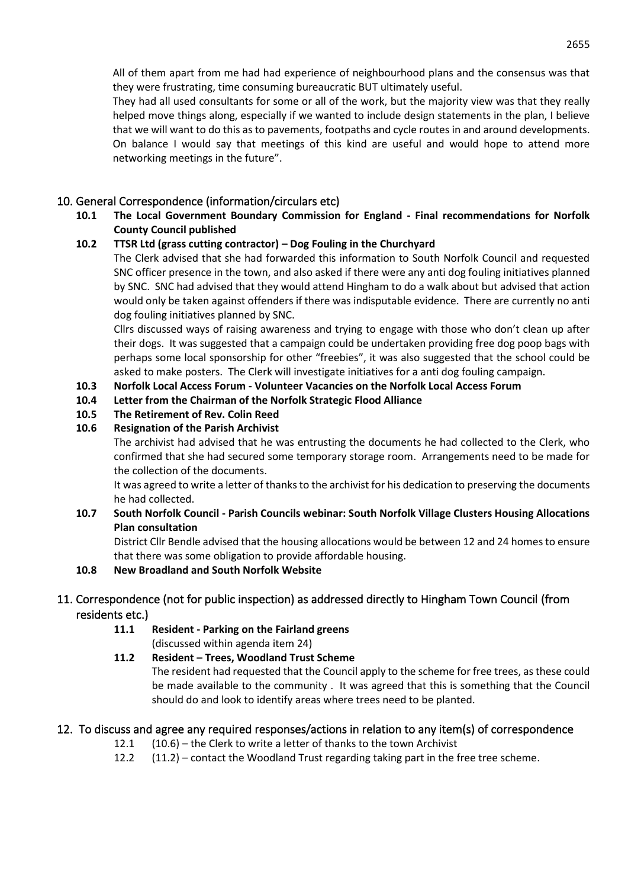All of them apart from me had had experience of neighbourhood plans and the consensus was that they were frustrating, time consuming bureaucratic BUT ultimately useful.
They had all used consultants for some or all of the work, but the majority view was that they really helped move things along, especially if we wanted to include design statements in the plan, I believe that we will want to do this as to pavements, footpaths and cycle routes in and around developments. On balance I would say that meetings of this kind are useful and would hope to attend more networking meetings in the future".

## 10. General Correspondence (information/circulars etc)

**10.1 The Local Government Boundary Commission for England - Final recommendations for Norfolk County Council published**

**10.2 TTSR Ltd (grass cutting contractor) – Dog Fouling in the Churchyard**

The Clerk advised that she had forwarded this information to South Norfolk Council and requested SNC officer presence in the town, and also asked if there were any anti dog fouling initiatives planned by SNC. SNC had advised that they would attend Hingham to do a walk about but advised that action would only be taken against offenders if there was indisputable evidence. There are currently no anti dog fouling initiatives planned by SNC.

Cllrs discussed ways of raising awareness and trying to engage with those who don't clean up after their dogs. It was suggested that a campaign could be undertaken providing free dog poop bags with perhaps some local sponsorship for other "freebies", it was also suggested that the school could be asked to make posters. The Clerk will investigate initiatives for a anti dog fouling campaign.

**10.3 Norfolk Local Access Forum - Volunteer Vacancies on the Norfolk Local Access Forum**

**10.4 Letter from the Chairman of the Norfolk Strategic Flood Alliance**

**10.5 The Retirement of Rev. Colin Reed**

**10.6 Resignation of the Parish Archivist**

The archivist had advised that he was entrusting the documents he had collected to the Clerk, who confirmed that she had secured some temporary storage room. Arrangements need to be made for the collection of the documents.

It was agreed to write a letter of thanks to the archivist for his dedication to preserving the documents he had collected.

**10.7 South Norfolk Council - Parish Councils webinar: South Norfolk Village Clusters Housing Allocations Plan consultation**

District Cllr Bendle advised that the housing allocations would be between 12 and 24 homes to ensure that there was some obligation to provide affordable housing.

**10.8 New Broadland and South Norfolk Website**

## 11. Correspondence (not for public inspection) as addressed directly to Hingham Town Council (from residents etc.)

**11.1 Resident - Parking on the Fairland greens**

(discussed within agenda item 24)

**11.2 Resident – Trees, Woodland Trust Scheme**

The resident had requested that the Council apply to the scheme for free trees, as these could be made available to the community . It was agreed that this is something that the Council should do and look to identify areas where trees need to be planted.

## 12. To discuss and agree any required responses/actions in relation to any item(s) of correspondence

12.1 (10.6) – the Clerk to write a letter of thanks to the town Archivist

12.2 (11.2) – contact the Woodland Trust regarding taking part in the free tree scheme.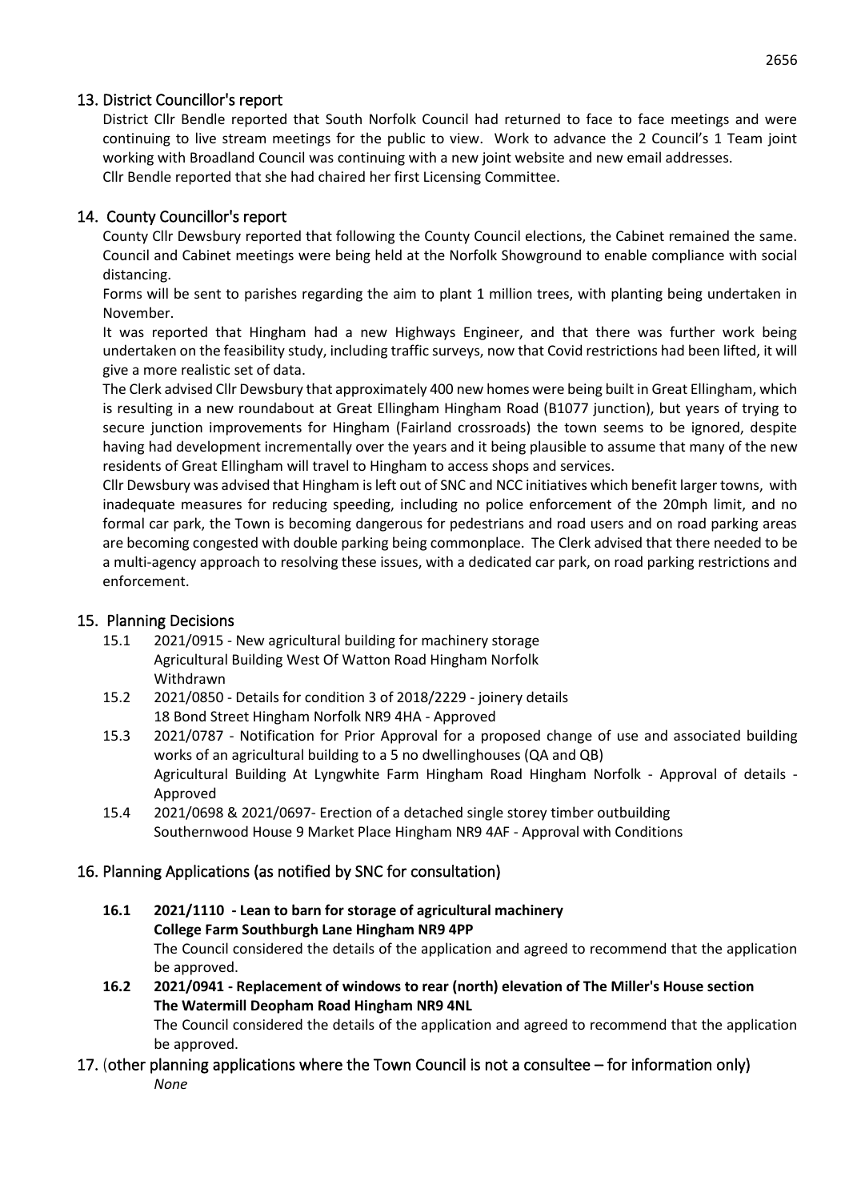## 13. District Councillor's report

District Cllr Bendle reported that South Norfolk Council had returned to face to face meetings and were continuing to live stream meetings for the public to view. Work to advance the 2 Council's 1 Team joint working with Broadland Council was continuing with a new joint website and new email addresses.
Cllr Bendle reported that she had chaired her first Licensing Committee.

## 14. County Councillor's report

County Cllr Dewsbury reported that following the County Council elections, the Cabinet remained the same. Council and Cabinet meetings were being held at the Norfolk Showground to enable compliance with social distancing.

Forms will be sent to parishes regarding the aim to plant 1 million trees, with planting being undertaken in November.

It was reported that Hingham had a new Highways Engineer, and that there was further work being undertaken on the feasibility study, including traffic surveys, now that Covid restrictions had been lifted, it will give a more realistic set of data.

The Clerk advised Cllr Dewsbury that approximately 400 new homes were being built in Great Ellingham, which is resulting in a new roundabout at Great Ellingham Hingham Road (B1077 junction), but years of trying to secure junction improvements for Hingham (Fairland crossroads) the town seems to be ignored, despite having had development incrementally over the years and it being plausible to assume that many of the new residents of Great Ellingham will travel to Hingham to access shops and services.

Cllr Dewsbury was advised that Hingham is left out of SNC and NCC initiatives which benefit larger towns, with inadequate measures for reducing speeding, including no police enforcement of the 20mph limit, and no formal car park, the Town is becoming dangerous for pedestrians and road users and on road parking areas are becoming congested with double parking being commonplace. The Clerk advised that there needed to be a multi-agency approach to resolving these issues, with a dedicated car park, on road parking restrictions and enforcement.

## 15. Planning Decisions

15.1 2021/0915 - New agricultural building for machinery storage
Agricultural Building West Of Watton Road Hingham Norfolk
Withdrawn

15.2 2021/0850 - Details for condition 3 of 2018/2229 - joinery details
18 Bond Street Hingham Norfolk NR9 4HA - Approved

15.3 2021/0787 - Notification for Prior Approval for a proposed change of use and associated building works of an agricultural building to a 5 no dwellinghouses (QA and QB)
Agricultural Building At Lyngwhite Farm Hingham Road Hingham Norfolk - Approval of details - Approved

15.4 2021/0698 & 2021/0697- Erection of a detached single storey timber outbuilding
Southernwood House 9 Market Place Hingham NR9 4AF - Approval with Conditions

## 16. Planning Applications (as notified by SNC for consultation)

**16.1 2021/1110 - Lean to barn for storage of agricultural machinery**
**College Farm Southburgh Lane Hingham NR9 4PP**
The Council considered the details of the application and agreed to recommend that the application be approved.

**16.2 2021/0941 - Replacement of windows to rear (north) elevation of The Miller's House section**
**The Watermill Deopham Road Hingham NR9 4NL**
The Council considered the details of the application and agreed to recommend that the application be approved.

## 17. (other planning applications where the Town Council is not a consultee – for information only)

*None*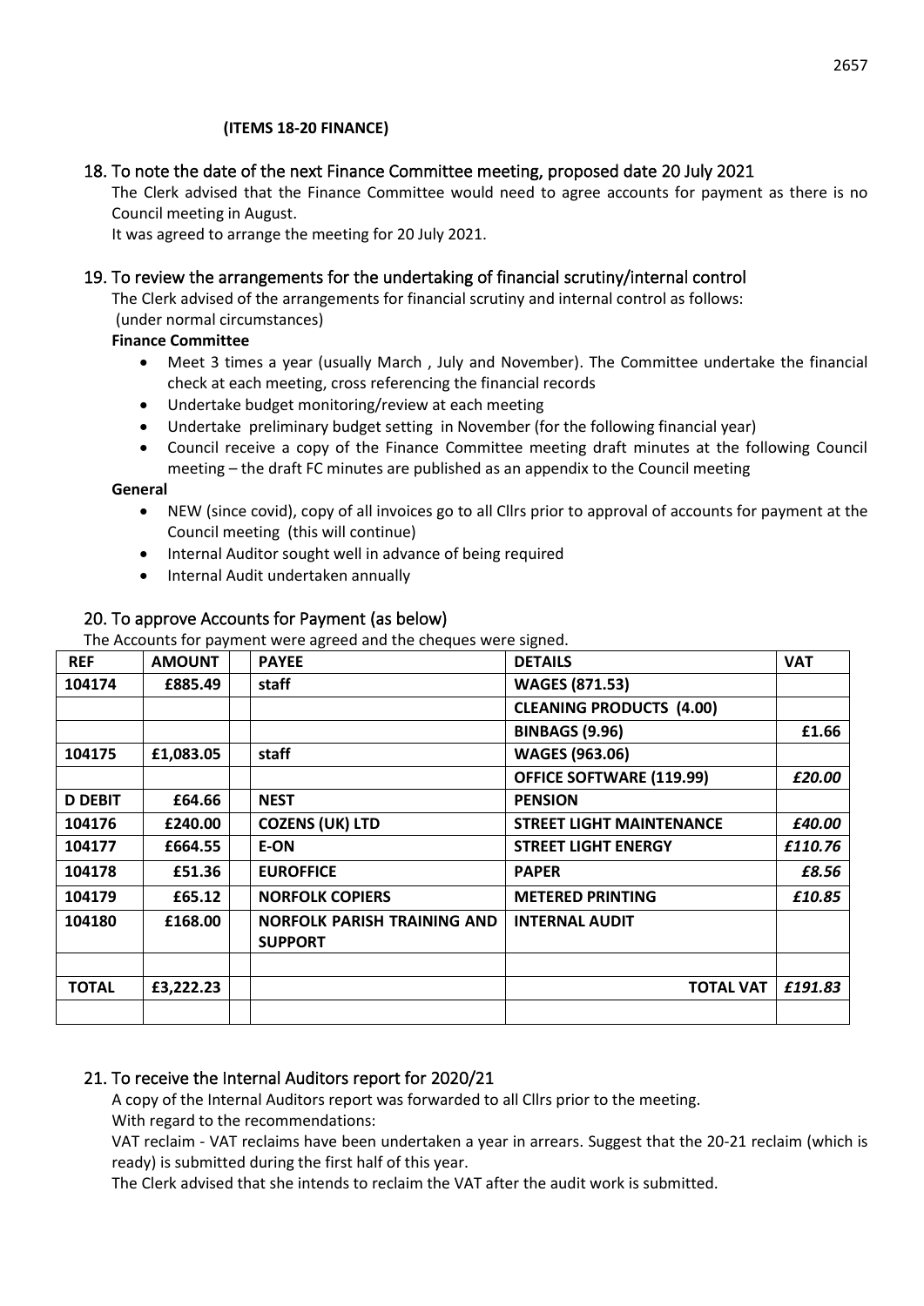**(ITEMS 18-20 FINANCE)**

## 18. To note the date of the next Finance Committee meeting, proposed date 20 July 2021

The Clerk advised that the Finance Committee would need to agree accounts for payment as there is no Council meeting in August.

It was agreed to arrange the meeting for 20 July 2021.

## 19. To review the arrangements for the undertaking of financial scrutiny/internal control

The Clerk advised of the arrangements for financial scrutiny and internal control as follows:
(under normal circumstances)

**Finance Committee**

- Meet 3 times a year (usually March , July and November). The Committee undertake the financial check at each meeting, cross referencing the financial records
- Undertake budget monitoring/review at each meeting
- Undertake preliminary budget setting in November (for the following financial year)
- Council receive a copy of the Finance Committee meeting draft minutes at the following Council meeting – the draft FC minutes are published as an appendix to the Council meeting

**General**

- NEW (since covid), copy of all invoices go to all Cllrs prior to approval of accounts for payment at the Council meeting (this will continue)
- Internal Auditor sought well in advance of being required
- Internal Audit undertaken annually

## 20. To approve Accounts for Payment (as below)

The Accounts for payment were agreed and the cheques were signed.

| REF | AMOUNT | | PAYEE | DETAILS | VAT |
|---|---|---|---|---|---|
| 104174 | £885.49 | | staff | WAGES (871.53) | |
| | | | | CLEANING PRODUCTS (4.00) | |
| | | | | BINBAGS (9.96) | £1.66 |
| 104175 | £1,083.05 | | staff | WAGES (963.06) | |
| | | | | OFFICE SOFTWARE (119.99) | *£20.00* |
| D DEBIT | £64.66 | | NEST | PENSION | |
| 104176 | £240.00 | | COZENS (UK) LTD | STREET LIGHT MAINTENANCE | *£40.00* |
| 104177 | £664.55 | | E-ON | STREET LIGHT ENERGY | *£110.76* |
| 104178 | £51.36 | | EUROFFICE | PAPER | *£8.56* |
| 104179 | £65.12 | | NORFOLK COPIERS | METERED PRINTING | *£10.85* |
| 104180 | £168.00 | | NORFOLK PARISH TRAINING AND SUPPORT | INTERNAL AUDIT | |
| | | | | | |
| TOTAL | £3,222.23 | | | TOTAL VAT | *£191.83* |
| | | | | | |

## 21. To receive the Internal Auditors report for 2020/21

A copy of the Internal Auditors report was forwarded to all Cllrs prior to the meeting.

With regard to the recommendations:

VAT reclaim - VAT reclaims have been undertaken a year in arrears. Suggest that the 20-21 reclaim (which is ready) is submitted during the first half of this year.

The Clerk advised that she intends to reclaim the VAT after the audit work is submitted.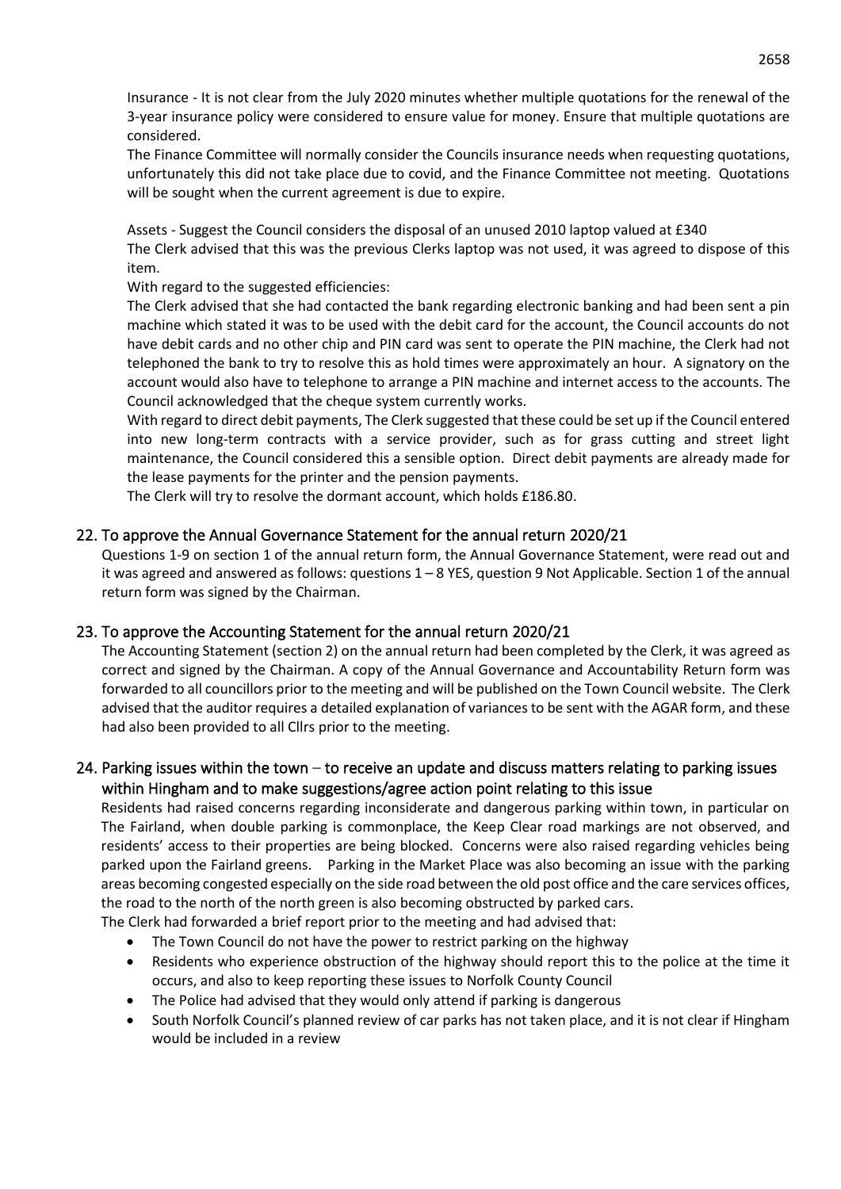Insurance - It is not clear from the July 2020 minutes whether multiple quotations for the renewal of the 3-year insurance policy were considered to ensure value for money. Ensure that multiple quotations are considered.

The Finance Committee will normally consider the Councils insurance needs when requesting quotations, unfortunately this did not take place due to covid, and the Finance Committee not meeting. Quotations will be sought when the current agreement is due to expire.

Assets - Suggest the Council considers the disposal of an unused 2010 laptop valued at £340

The Clerk advised that this was the previous Clerks laptop was not used, it was agreed to dispose of this item.

With regard to the suggested efficiencies:

The Clerk advised that she had contacted the bank regarding electronic banking and had been sent a pin machine which stated it was to be used with the debit card for the account, the Council accounts do not have debit cards and no other chip and PIN card was sent to operate the PIN machine, the Clerk had not telephoned the bank to try to resolve this as hold times were approximately an hour. A signatory on the account would also have to telephone to arrange a PIN machine and internet access to the accounts. The Council acknowledged that the cheque system currently works.

With regard to direct debit payments, The Clerk suggested that these could be set up if the Council entered into new long-term contracts with a service provider, such as for grass cutting and street light maintenance, the Council considered this a sensible option. Direct debit payments are already made for the lease payments for the printer and the pension payments.

The Clerk will try to resolve the dormant account, which holds £186.80.

## 22. To approve the Annual Governance Statement for the annual return 2020/21

Questions 1-9 on section 1 of the annual return form, the Annual Governance Statement, were read out and it was agreed and answered as follows: questions 1 – 8 YES, question 9 Not Applicable. Section 1 of the annual return form was signed by the Chairman.

## 23. To approve the Accounting Statement for the annual return 2020/21

The Accounting Statement (section 2) on the annual return had been completed by the Clerk, it was agreed as correct and signed by the Chairman. A copy of the Annual Governance and Accountability Return form was forwarded to all councillors prior to the meeting and will be published on the Town Council website. The Clerk advised that the auditor requires a detailed explanation of variances to be sent with the AGAR form, and these had also been provided to all Cllrs prior to the meeting.

## 24. Parking issues within the town – to receive an update and discuss matters relating to parking issues within Hingham and to make suggestions/agree action point relating to this issue

Residents had raised concerns regarding inconsiderate and dangerous parking within town, in particular on The Fairland, when double parking is commonplace, the Keep Clear road markings are not observed, and residents' access to their properties are being blocked. Concerns were also raised regarding vehicles being parked upon the Fairland greens. Parking in the Market Place was also becoming an issue with the parking areas becoming congested especially on the side road between the old post office and the care services offices, the road to the north of the north green is also becoming obstructed by parked cars.

The Clerk had forwarded a brief report prior to the meeting and had advised that:

- The Town Council do not have the power to restrict parking on the highway
- Residents who experience obstruction of the highway should report this to the police at the time it occurs, and also to keep reporting these issues to Norfolk County Council
- The Police had advised that they would only attend if parking is dangerous
- South Norfolk Council's planned review of car parks has not taken place, and it is not clear if Hingham would be included in a review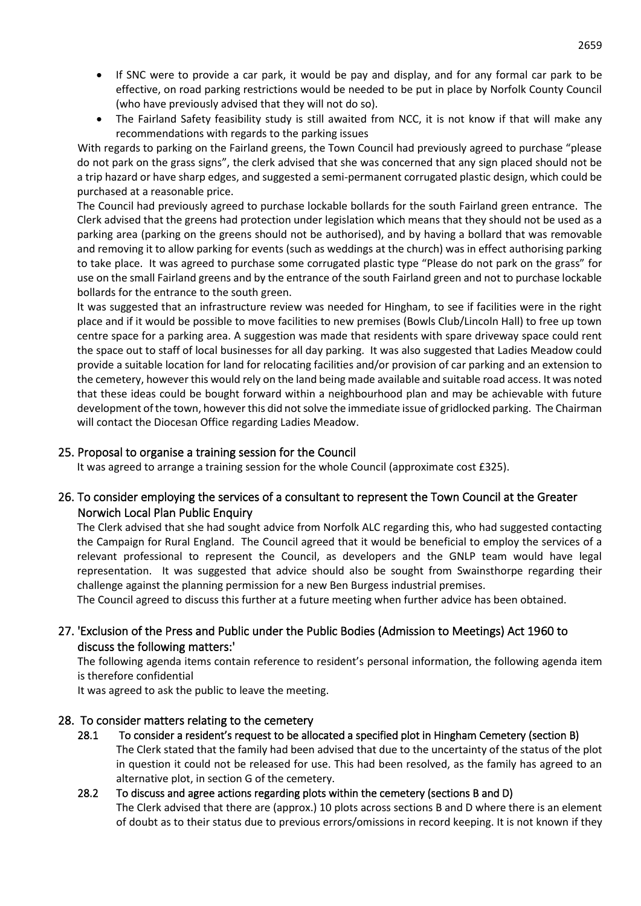- If SNC were to provide a car park, it would be pay and display, and for any formal car park to be effective, on road parking restrictions would be needed to be put in place by Norfolk County Council (who have previously advised that they will not do so).
- The Fairland Safety feasibility study is still awaited from NCC, it is not know if that will make any recommendations with regards to the parking issues

With regards to parking on the Fairland greens, the Town Council had previously agreed to purchase "please do not park on the grass signs", the clerk advised that she was concerned that any sign placed should not be a trip hazard or have sharp edges, and suggested a semi-permanent corrugated plastic design, which could be purchased at a reasonable price.

The Council had previously agreed to purchase lockable bollards for the south Fairland green entrance. The Clerk advised that the greens had protection under legislation which means that they should not be used as a parking area (parking on the greens should not be authorised), and by having a bollard that was removable and removing it to allow parking for events (such as weddings at the church) was in effect authorising parking to take place. It was agreed to purchase some corrugated plastic type "Please do not park on the grass" for use on the small Fairland greens and by the entrance of the south Fairland green and not to purchase lockable bollards for the entrance to the south green.

It was suggested that an infrastructure review was needed for Hingham, to see if facilities were in the right place and if it would be possible to move facilities to new premises (Bowls Club/Lincoln Hall) to free up town centre space for a parking area. A suggestion was made that residents with spare driveway space could rent the space out to staff of local businesses for all day parking. It was also suggested that Ladies Meadow could provide a suitable location for land for relocating facilities and/or provision of car parking and an extension to the cemetery, however this would rely on the land being made available and suitable road access. It was noted that these ideas could be bought forward within a neighbourhood plan and may be achievable with future development of the town, however this did not solve the immediate issue of gridlocked parking. The Chairman will contact the Diocesan Office regarding Ladies Meadow.

## 25. Proposal to organise a training session for the Council

It was agreed to arrange a training session for the whole Council (approximate cost £325).

## 26. To consider employing the services of a consultant to represent the Town Council at the Greater Norwich Local Plan Public Enquiry

The Clerk advised that she had sought advice from Norfolk ALC regarding this, who had suggested contacting the Campaign for Rural England. The Council agreed that it would be beneficial to employ the services of a relevant professional to represent the Council, as developers and the GNLP team would have legal representation. It was suggested that advice should also be sought from Swainsthorpe regarding their challenge against the planning permission for a new Ben Burgess industrial premises.

The Council agreed to discuss this further at a future meeting when further advice has been obtained.

## 27. 'Exclusion of the Press and Public under the Public Bodies (Admission to Meetings) Act 1960 to discuss the following matters:'

The following agenda items contain reference to resident's personal information, the following agenda item is therefore confidential

It was agreed to ask the public to leave the meeting.

## 28. To consider matters relating to the cemetery

### 28.1 To consider a resident's request to be allocated a specified plot in Hingham Cemetery (section B)

The Clerk stated that the family had been advised that due to the uncertainty of the status of the plot in question it could not be released for use. This had been resolved, as the family has agreed to an alternative plot, in section G of the cemetery.

### 28.2 To discuss and agree actions regarding plots within the cemetery (sections B and D)

The Clerk advised that there are (approx.) 10 plots across sections B and D where there is an element of doubt as to their status due to previous errors/omissions in record keeping. It is not known if they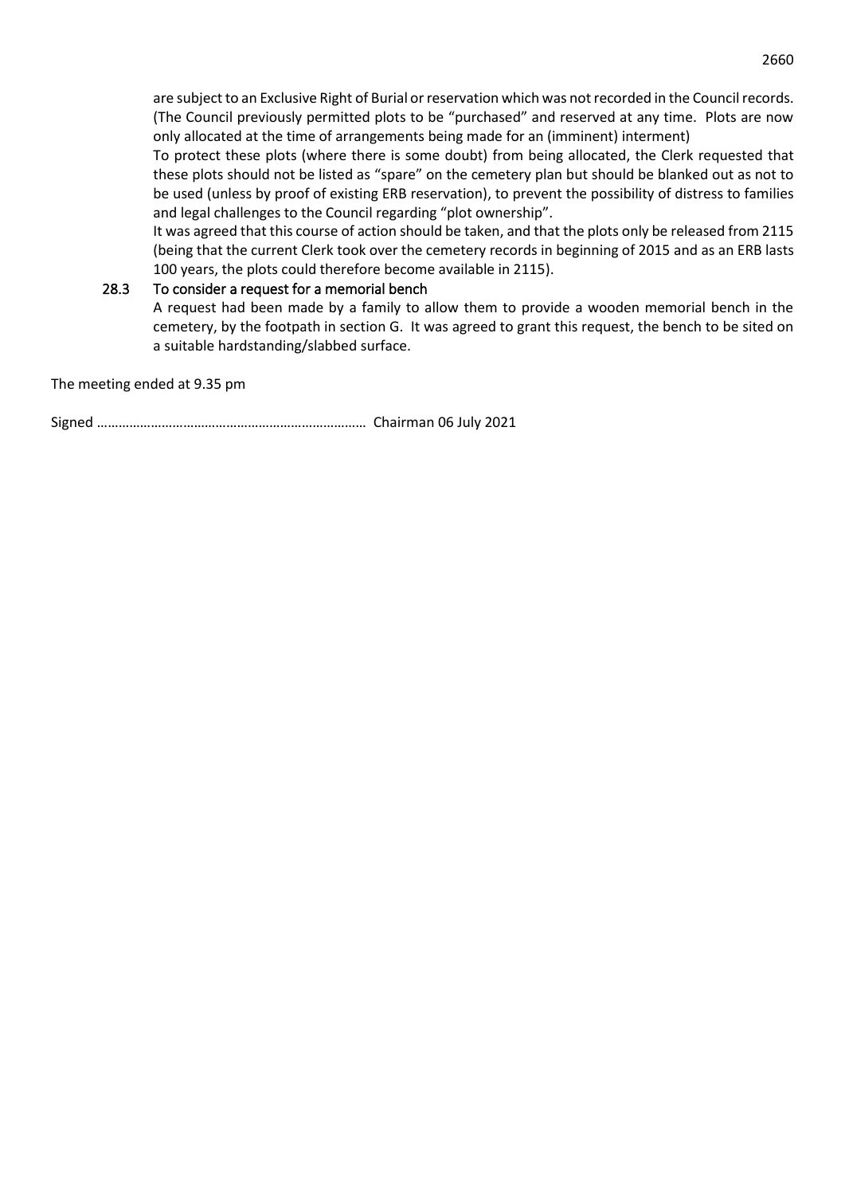are subject to an Exclusive Right of Burial or reservation which was not recorded in the Council records. (The Council previously permitted plots to be "purchased" and reserved at any time. Plots are now only allocated at the time of arrangements being made for an (imminent) interment)

To protect these plots (where there is some doubt) from being allocated, the Clerk requested that these plots should not be listed as "spare" on the cemetery plan but should be blanked out as not to be used (unless by proof of existing ERB reservation), to prevent the possibility of distress to families and legal challenges to the Council regarding "plot ownership".

It was agreed that this course of action should be taken, and that the plots only be released from 2115 (being that the current Clerk took over the cemetery records in beginning of 2015 and as an ERB lasts 100 years, the plots could therefore become available in 2115).

### 28.3 To consider a request for a memorial bench

A request had been made by a family to allow them to provide a wooden memorial bench in the cemetery, by the footpath in section G. It was agreed to grant this request, the bench to be sited on a suitable hardstanding/slabbed surface.

The meeting ended at 9.35 pm

Signed ……………………………………………………………… Chairman 06 July 2021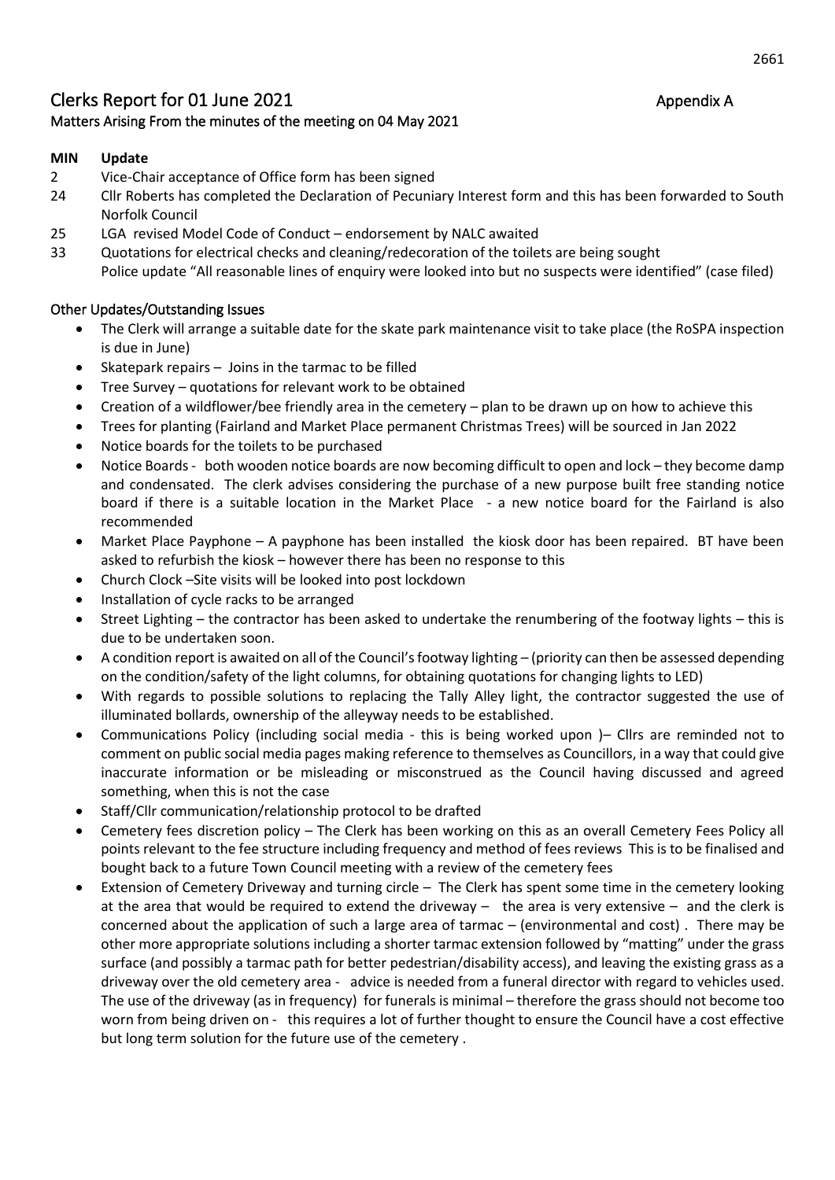# Clerks Report for 01 June 2021 Appendix A

### Matters Arising From the minutes of the meeting on 04 May 2021

| MIN | Update |
| --- | --- |
| 2 | Vice-Chair acceptance of Office form has been signed |
| 24 | Cllr Roberts has completed the Declaration of Pecuniary Interest form and this has been forwarded to South Norfolk Council |
| 25 | LGA revised Model Code of Conduct – endorsement by NALC awaited |
| 33 | Quotations for electrical checks and cleaning/redecoration of the toilets are being sought<br>Police update "All reasonable lines of enquiry were looked into but no suspects were identified" (case filed) |

### Other Updates/Outstanding Issues

- The Clerk will arrange a suitable date for the skate park maintenance visit to take place (the RoSPA inspection is due in June)
- Skatepark repairs – Joins in the tarmac to be filled
- Tree Survey – quotations for relevant work to be obtained
- Creation of a wildflower/bee friendly area in the cemetery – plan to be drawn up on how to achieve this
- Trees for planting (Fairland and Market Place permanent Christmas Trees) will be sourced in Jan 2022
- Notice boards for the toilets to be purchased
- Notice Boards - both wooden notice boards are now becoming difficult to open and lock – they become damp and condensated. The clerk advises considering the purchase of a new purpose built free standing notice board if there is a suitable location in the Market Place - a new notice board for the Fairland is also recommended
- Market Place Payphone – A payphone has been installed the kiosk door has been repaired. BT have been asked to refurbish the kiosk – however there has been no response to this
- Church Clock –Site visits will be looked into post lockdown
- Installation of cycle racks to be arranged
- Street Lighting – the contractor has been asked to undertake the renumbering of the footway lights – this is due to be undertaken soon.
- A condition report is awaited on all of the Council's footway lighting – (priority can then be assessed depending on the condition/safety of the light columns, for obtaining quotations for changing lights to LED)
- With regards to possible solutions to replacing the Tally Alley light, the contractor suggested the use of illuminated bollards, ownership of the alleyway needs to be established.
- Communications Policy (including social media - this is being worked upon )– Cllrs are reminded not to comment on public social media pages making reference to themselves as Councillors, in a way that could give inaccurate information or be misleading or misconstrued as the Council having discussed and agreed something, when this is not the case
- Staff/Cllr communication/relationship protocol to be drafted
- Cemetery fees discretion policy – The Clerk has been working on this as an overall Cemetery Fees Policy all points relevant to the fee structure including frequency and method of fees reviews This is to be finalised and bought back to a future Town Council meeting with a review of the cemetery fees
- Extension of Cemetery Driveway and turning circle – The Clerk has spent some time in the cemetery looking at the area that would be required to extend the driveway – the area is very extensive – and the clerk is concerned about the application of such a large area of tarmac – (environmental and cost) . There may be other more appropriate solutions including a shorter tarmac extension followed by "matting" under the grass surface (and possibly a tarmac path for better pedestrian/disability access), and leaving the existing grass as a driveway over the old cemetery area - advice is needed from a funeral director with regard to vehicles used. The use of the driveway (as in frequency) for funerals is minimal – therefore the grass should not become too worn from being driven on - this requires a lot of further thought to ensure the Council have a cost effective but long term solution for the future use of the cemetery .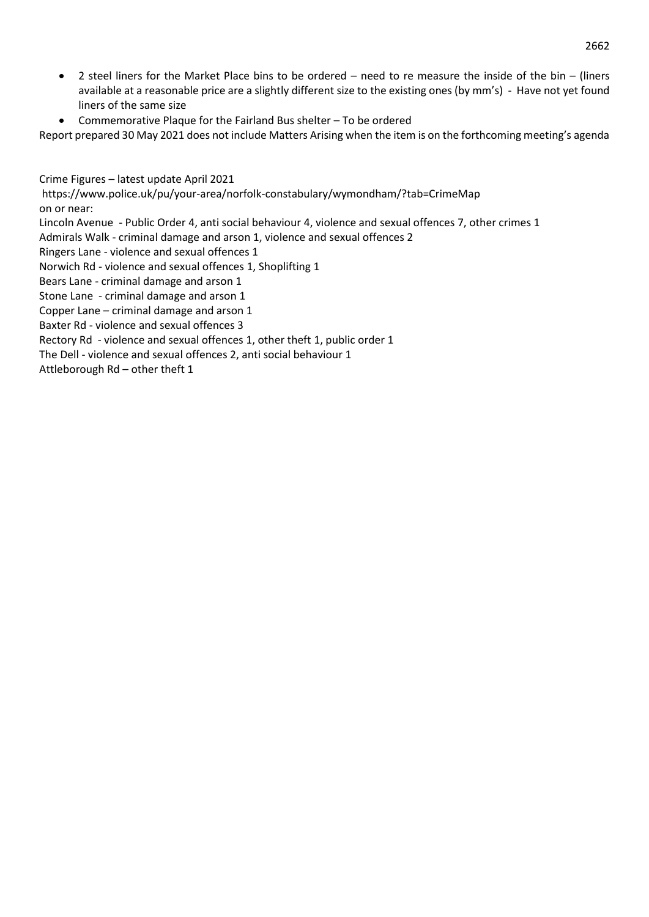- 2 steel liners for the Market Place bins to be ordered – need to re measure the inside of the bin – (liners available at a reasonable price are a slightly different size to the existing ones (by mm's) - Have not yet found liners of the same size
- Commemorative Plaque for the Fairland Bus shelter – To be ordered

Report prepared 30 May 2021 does not include Matters Arising when the item is on the forthcoming meeting's agenda

Crime Figures – latest update April 2021
https://www.police.uk/pu/your-area/norfolk-constabulary/wymondham/?tab=CrimeMap
on or near:
Lincoln Avenue - Public Order 4, anti social behaviour 4, violence and sexual offences 7, other crimes 1
Admirals Walk - criminal damage and arson 1, violence and sexual offences 2
Ringers Lane - violence and sexual offences 1
Norwich Rd - violence and sexual offences 1, Shoplifting 1
Bears Lane - criminal damage and arson 1
Stone Lane - criminal damage and arson 1
Copper Lane – criminal damage and arson 1
Baxter Rd - violence and sexual offences 3
Rectory Rd - violence and sexual offences 1, other theft 1, public order 1
The Dell - violence and sexual offences 2, anti social behaviour 1
Attleborough Rd – other theft 1